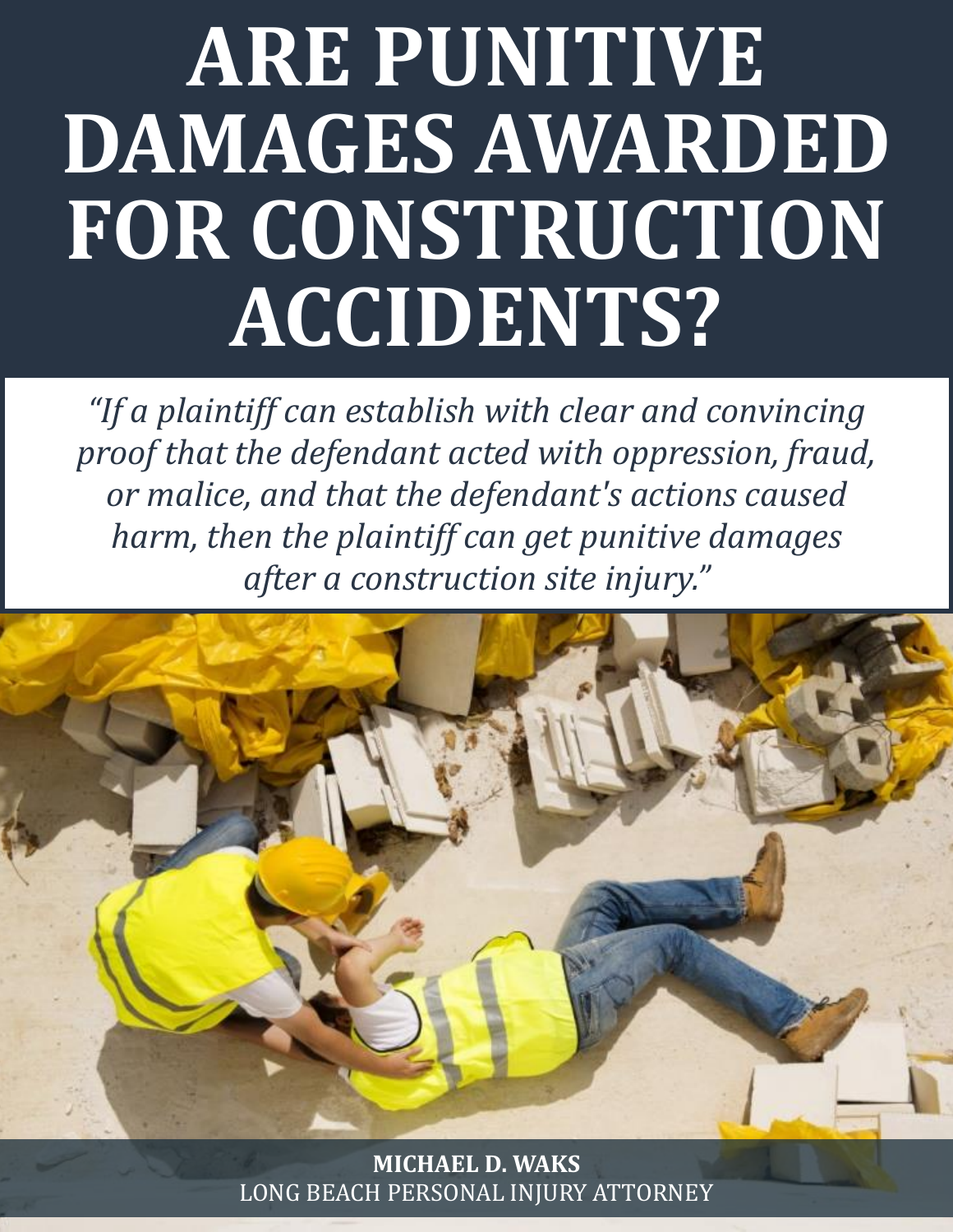# ARE PUNITIVE DAMAGES AWARDED FOR CONSTRUCTION ACCIDENTS?

*"If a plaintiff can establish with clear and convincing proof that the defendant acted with oppression, fraud, or malice, and that the defendant's actions caused harm, then the plaintiff can get punitive damages after a construction site injury."*

**MICHAEL D. WAKS**
LONG BEACH PERSONAL INJURY ATTORNEY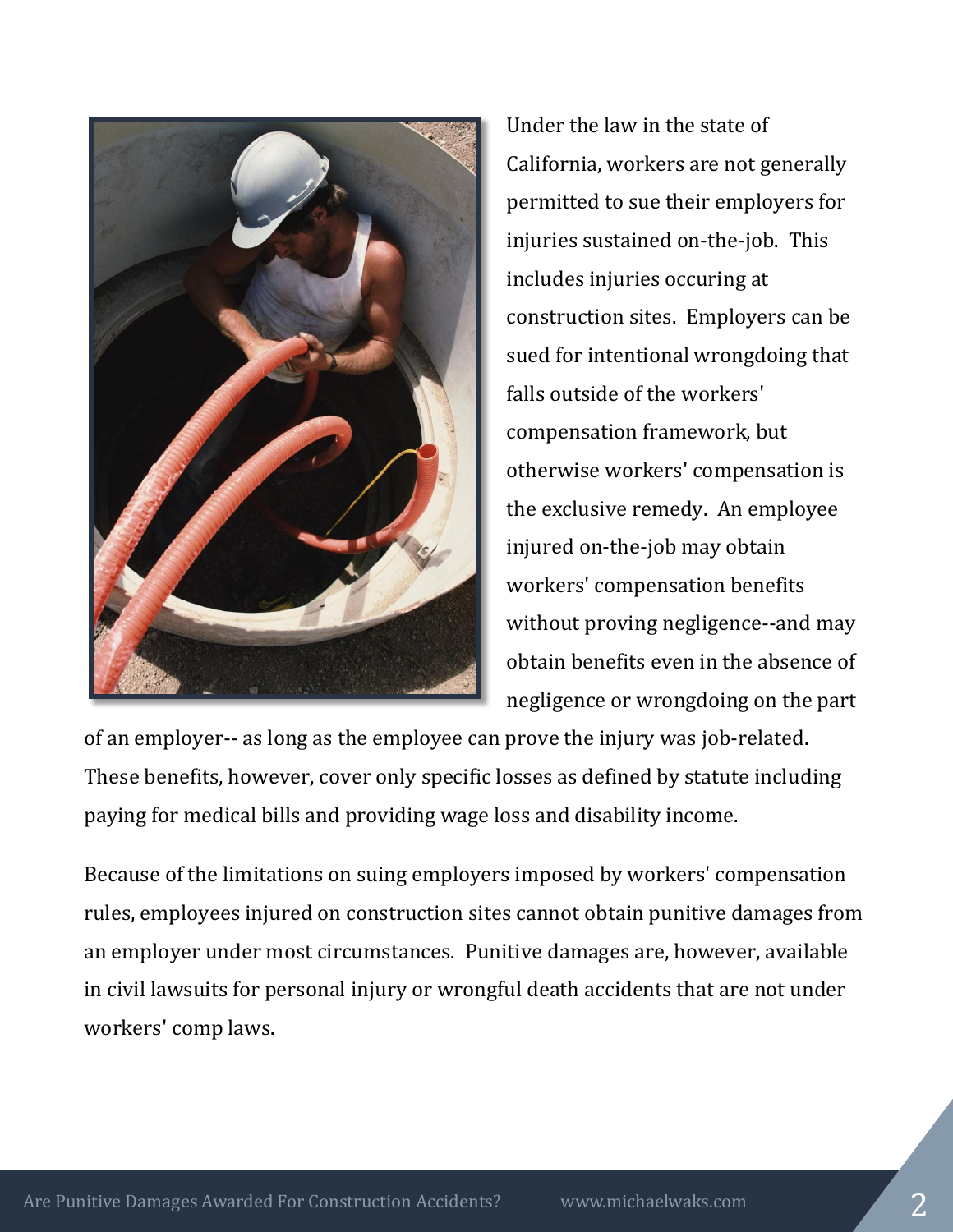Under the law in the state of California, workers are not generally permitted to sue their employers for injuries sustained on-the-job. This includes injuries occuring at construction sites. Employers can be sued for intentional wrongdoing that falls outside of the workers' compensation framework, but otherwise workers' compensation is the exclusive remedy. An employee injured on-the-job may obtain workers' compensation benefits without proving negligence--and may obtain benefits even in the absence of negligence or wrongdoing on the part of an employer-- as long as the employee can prove the injury was job-related. These benefits, however, cover only specific losses as defined by statute including paying for medical bills and providing wage loss and disability income.

Because of the limitations on suing employers imposed by workers' compensation rules, employees injured on construction sites cannot obtain punitive damages from an employer under most circumstances. Punitive damages are, however, available in civil lawsuits for personal injury or wrongful death accidents that are not under workers' comp laws.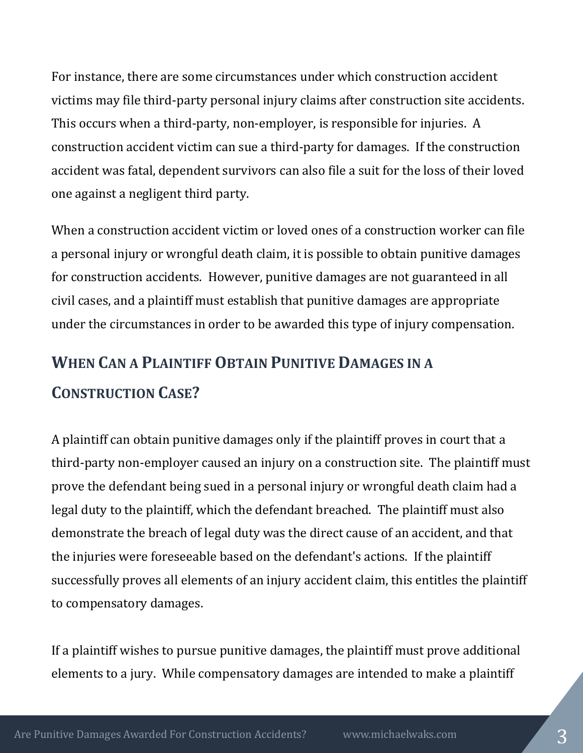For instance, there are some circumstances under which construction accident victims may file third-party personal injury claims after construction site accidents. This occurs when a third-party, non-employer, is responsible for injuries. A construction accident victim can sue a third-party for damages. If the construction accident was fatal, dependent survivors can also file a suit for the loss of their loved one against a negligent third party.

When a construction accident victim or loved ones of a construction worker can file a personal injury or wrongful death claim, it is possible to obtain punitive damages for construction accidents. However, punitive damages are not guaranteed in all civil cases, and a plaintiff must establish that punitive damages are appropriate under the circumstances in order to be awarded this type of injury compensation.

## When Can a Plaintiff Obtain Punitive Damages in a Construction Case?

A plaintiff can obtain punitive damages only if the plaintiff proves in court that a third-party non-employer caused an injury on a construction site. The plaintiff must prove the defendant being sued in a personal injury or wrongful death claim had a legal duty to the plaintiff, which the defendant breached. The plaintiff must also demonstrate the breach of legal duty was the direct cause of an accident, and that the injuries were foreseeable based on the defendant's actions. If the plaintiff successfully proves all elements of an injury accident claim, this entitles the plaintiff to compensatory damages.

If a plaintiff wishes to pursue punitive damages, the plaintiff must prove additional elements to a jury. While compensatory damages are intended to make a plaintiff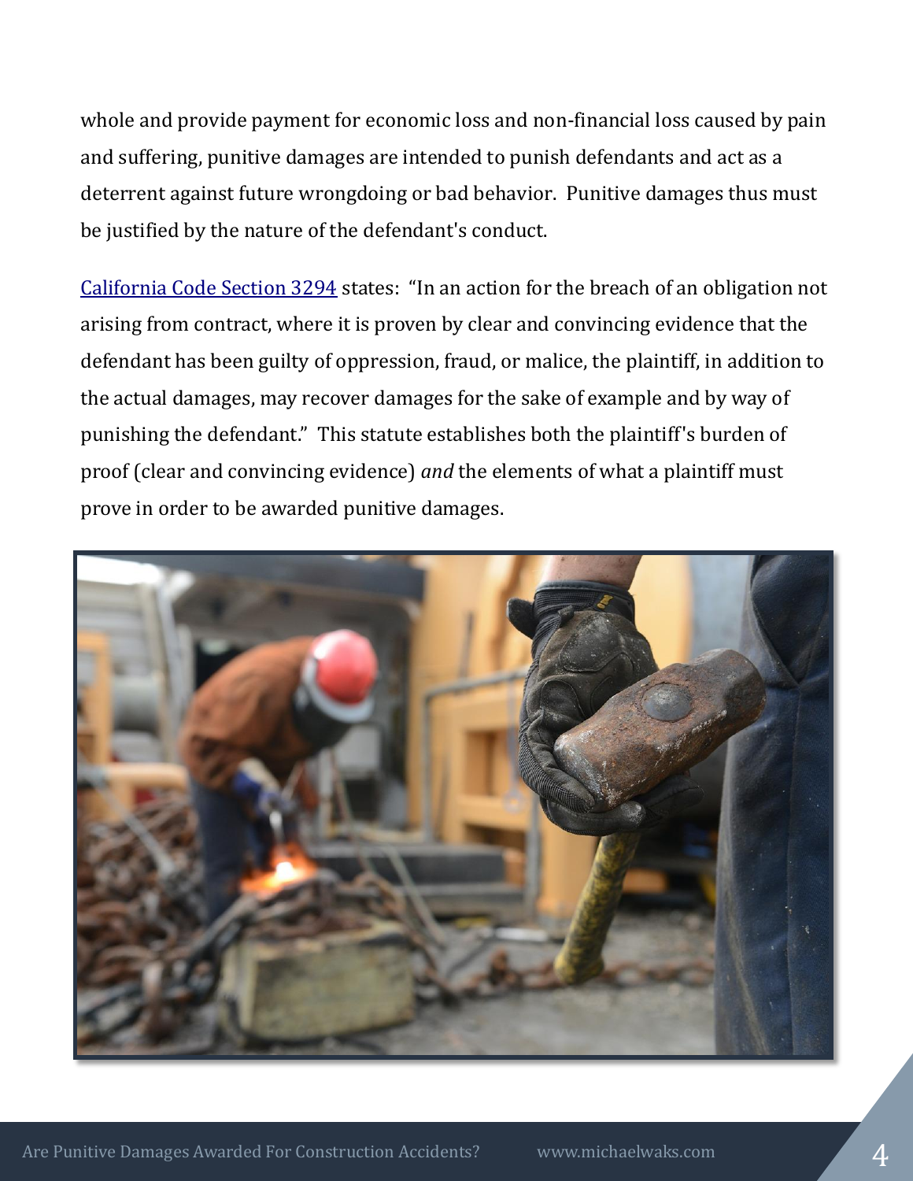whole and provide payment for economic loss and non-financial loss caused by pain and suffering, punitive damages are intended to punish defendants and act as a deterrent against future wrongdoing or bad behavior. Punitive damages thus must be justified by the nature of the defendant's conduct.

[California Code Section 3294] states: "In an action for the breach of an obligation not arising from contract, where it is proven by clear and convincing evidence that the defendant has been guilty of oppression, fraud, or malice, the plaintiff, in addition to the actual damages, may recover damages for the sake of example and by way of punishing the defendant." This statute establishes both the plaintiff's burden of proof (clear and convincing evidence) *and* the elements of what a plaintiff must prove in order to be awarded punitive damages.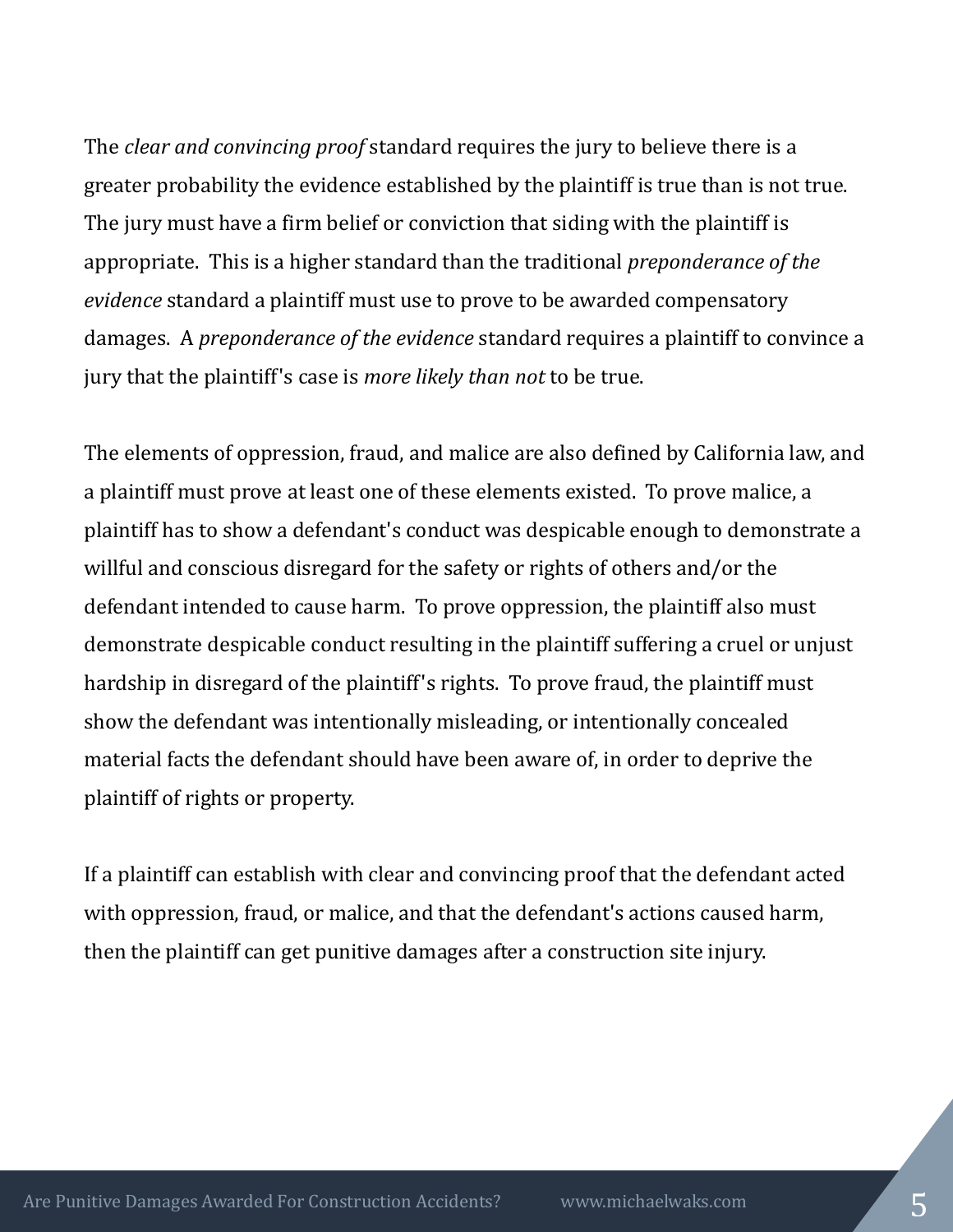The *clear and convincing proof* standard requires the jury to believe there is a greater probability the evidence established by the plaintiff is true than is not true. The jury must have a firm belief or conviction that siding with the plaintiff is appropriate. This is a higher standard than the traditional *preponderance of the evidence* standard a plaintiff must use to prove to be awarded compensatory damages. A *preponderance of the evidence* standard requires a plaintiff to convince a jury that the plaintiff's case is *more likely than not* to be true.

The elements of oppression, fraud, and malice are also defined by California law, and a plaintiff must prove at least one of these elements existed. To prove malice, a plaintiff has to show a defendant's conduct was despicable enough to demonstrate a willful and conscious disregard for the safety or rights of others and/or the defendant intended to cause harm. To prove oppression, the plaintiff also must demonstrate despicable conduct resulting in the plaintiff suffering a cruel or unjust hardship in disregard of the plaintiff's rights. To prove fraud, the plaintiff must show the defendant was intentionally misleading, or intentionally concealed material facts the defendant should have been aware of, in order to deprive the plaintiff of rights or property.

If a plaintiff can establish with clear and convincing proof that the defendant acted with oppression, fraud, or malice, and that the defendant's actions caused harm, then the plaintiff can get punitive damages after a construction site injury.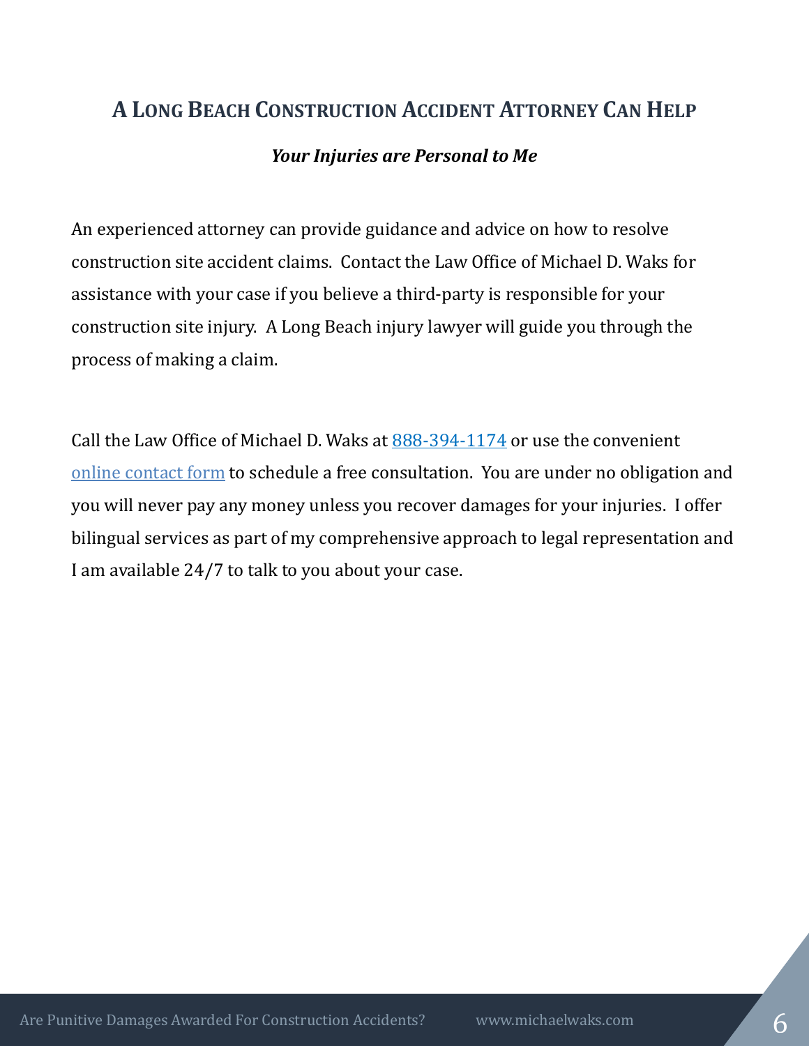## A Long Beach Construction Accident Attorney Can Help

***Your Injuries are Personal to Me***

An experienced attorney can provide guidance and advice on how to resolve construction site accident claims. Contact the Law Office of Michael D. Waks for assistance with your case if you believe a third-party is responsible for your construction site injury. A Long Beach injury lawyer will guide you through the process of making a claim.

Call the Law Office of Michael D. Waks at 888-394-1174 or use the convenient online contact form to schedule a free consultation. You are under no obligation and you will never pay any money unless you recover damages for your injuries. I offer bilingual services as part of my comprehensive approach to legal representation and I am available 24/7 to talk to you about your case.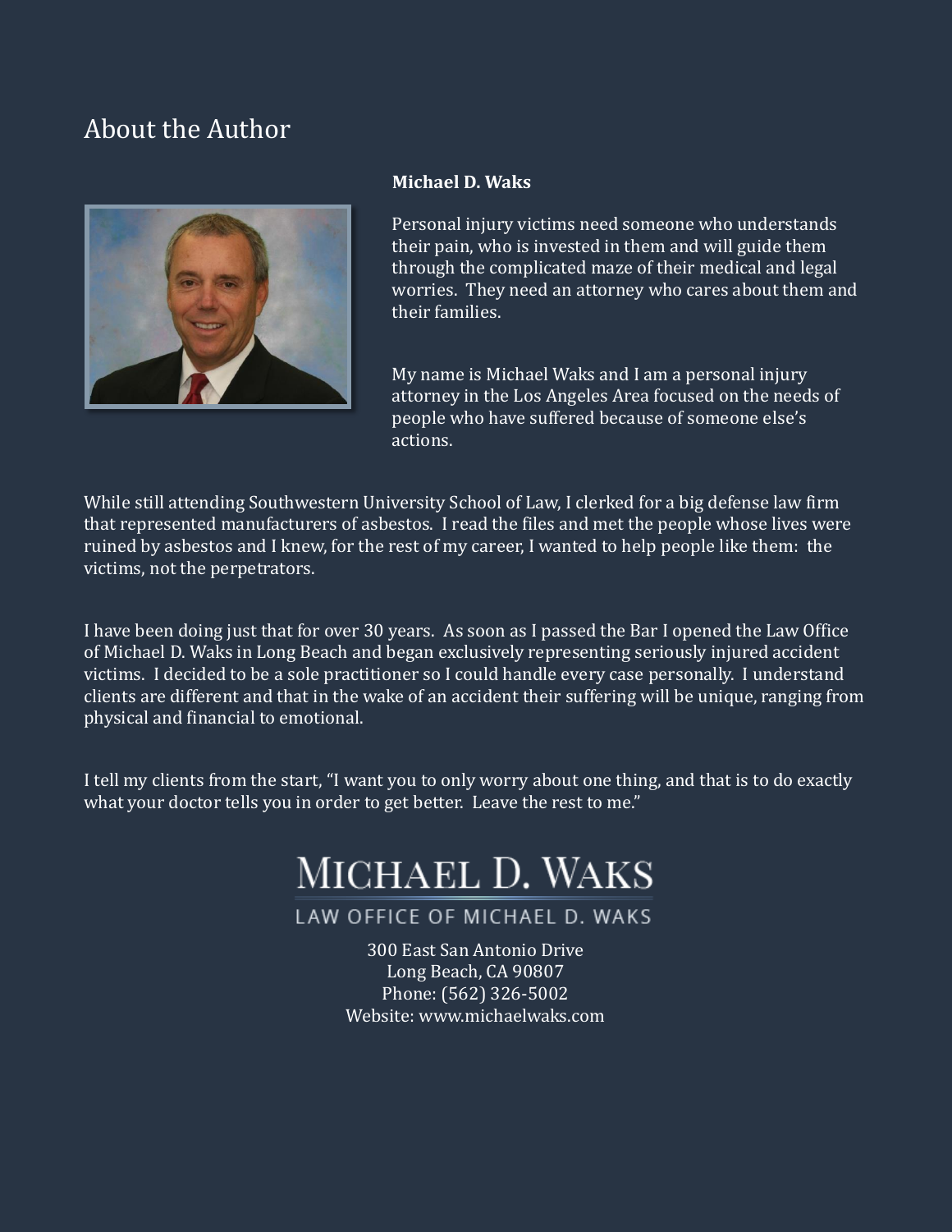# About the Author

**Michael D. Waks**

Personal injury victims need someone who understands their pain, who is invested in them and will guide them through the complicated maze of their medical and legal worries. They need an attorney who cares about them and their families.

My name is Michael Waks and I am a personal injury attorney in the Los Angeles Area focused on the needs of people who have suffered because of someone else's actions.

While still attending Southwestern University School of Law, I clerked for a big defense law firm that represented manufacturers of asbestos. I read the files and met the people whose lives were ruined by asbestos and I knew, for the rest of my career, I wanted to help people like them: the victims, not the perpetrators.

I have been doing just that for over 30 years. As soon as I passed the Bar I opened the Law Office of Michael D. Waks in Long Beach and began exclusively representing seriously injured accident victims. I decided to be a sole practitioner so I could handle every case personally. I understand clients are different and that in the wake of an accident their suffering will be unique, ranging from physical and financial to emotional.

I tell my clients from the start, "I want you to only worry about one thing, and that is to do exactly what your doctor tells you in order to get better. Leave the rest to me."

MICHAEL D. WAKS

LAW OFFICE OF MICHAEL D. WAKS

300 East San Antonio Drive
Long Beach, CA 90807
Phone: (562) 326-5002
Website: www.michaelwaks.com